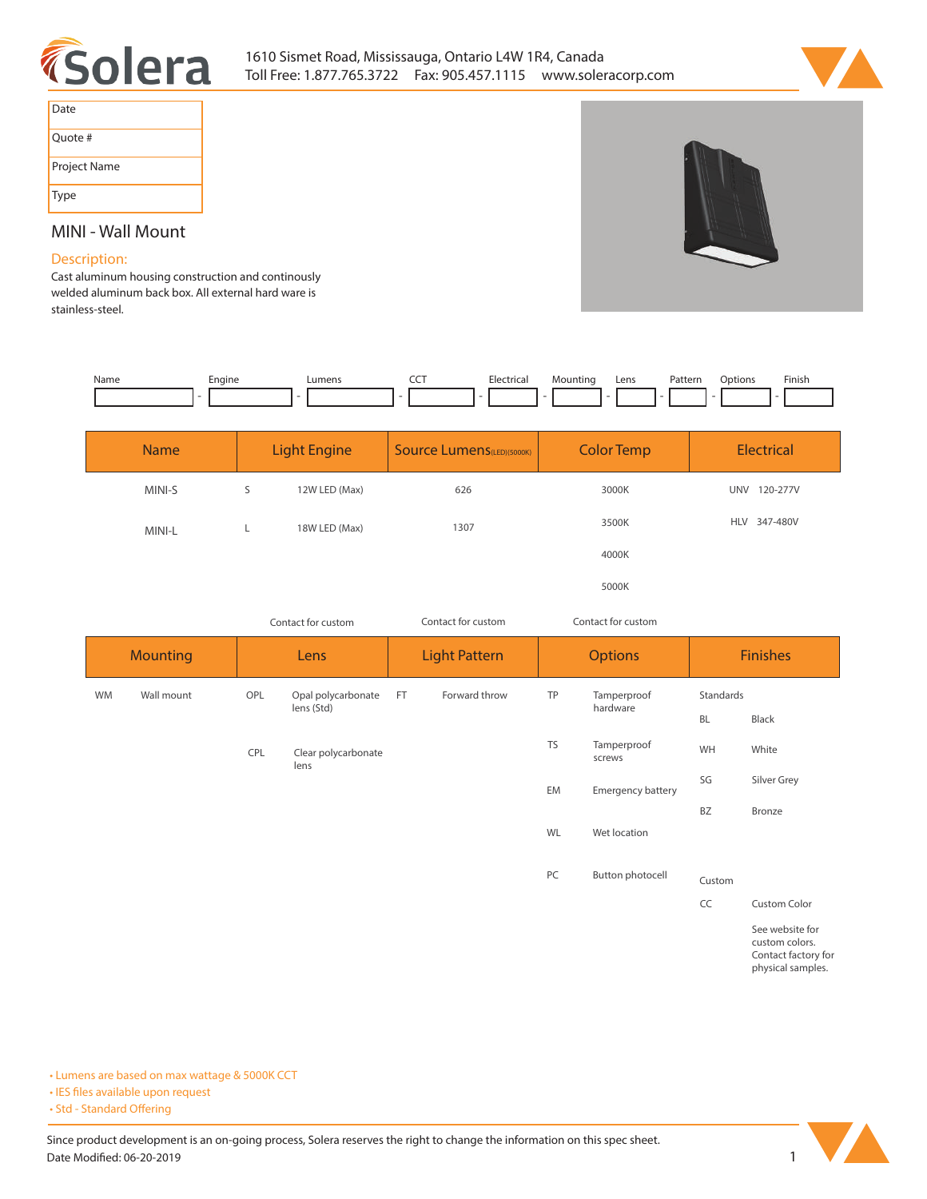1610 Sismet Road, Mississauga, Ontario L4W 1R4, Canada
Toll Free: 1.877.765.3722 Fax: 905.457.1115 www.soleracorp.com

| Date | |
|---|---|
| Quote # | |
| Project Name | |
| Type | |

## MINI - Wall Mount

### Description:

Cast aluminum housing construction and continously welded aluminum back box. All external hard ware is stainless-steel.

| Name | Engine | Lumens | CCT | Electrical | Mounting | Lens | Pattern | Options | Finish |
|---|---|---|---|---|---|---|---|---|---|
| | - | - | - | - | - | - | - | - | - |

| Name | Light Engine | | Source Lumens(LED)(5000K) | Color Temp | Electrical |
|---|---|---|---|---|---|
| MINI-S | S | 12W LED (Max) | 626 | 3000K | UNV 120-277V |
| MINI-L | L | 18W LED (Max) | 1307 | 3500K | HLV 347-480V |
| | | | | 4000K | |
| | | | | 5000K | |
| | Contact for custom | | Contact for custom | Contact for custom | |

| Mounting | | Lens | | Light Pattern | | Options | | Finishes | |
|---|---|---|---|---|---|---|---|---|---|
| WM | Wall mount | OPL | Opal polycarbonate lens (Std) | FT | Forward throw | TP | Tamperproof hardware | Standards | |
| | | | | | | | | BL | Black |
| | | CPL | Clear polycarbonate lens | | | TS | Tamperproof screws | WH | White |
| | | | | | | EM | Emergency battery | SG | Silver Grey |
| | | | | | | | | BZ | Bronze |
| | | | | | | WL | Wet location | | |
| | | | | | | PC | Button photocell | Custom | |
| | | | | | | | | CC | Custom Color |
| | | | | | | | | | See website for custom colors. Contact factory for physical samples. |

- Lumens are based on max wattage & 5000K CCT
- IES files available upon request
- Std - Standard Offering

Since product development is an on-going process, Solera reserves the right to change the information on this spec sheet.
Date Modified: 06-20-2019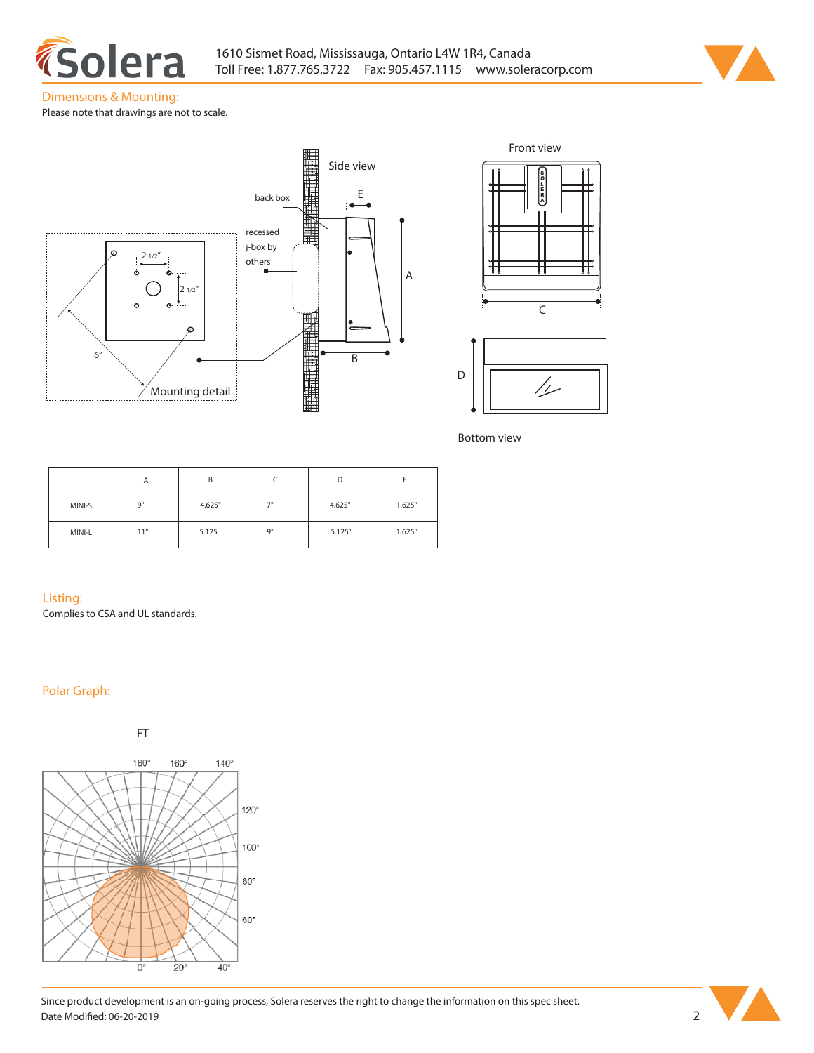1610 Sismet Road, Mississauga, Ontario L4W 1R4, Canada
Toll Free: 1.877.765.3722 Fax: 905.457.1115 www.soleracorp.com

## Dimensions & Mounting:

Please note that drawings are not to scale.

Side view

back box

E

recessed j-box by others

A

B

2 1/2"

2 1/2"

6"

Mounting detail

Front view

C

D

Bottom view

| | A | B | C | D | E |
|---|---|---|---|---|---|
| MINI-S | 9" | 4.625" | 7" | 4.625" | 1.625" |
| MINI-L | 11" | 5.125 | 9" | 5.125" | 1.625" |

## Listing:

Complies to CSA and UL standards.

## Polar Graph:

FT

180° 160° 140°

120°

100°

80°

60°

0° 20° 40°

Since product development is an on-going process, Solera reserves the right to change the information on this spec sheet.
Date Modified: 06-20-2019